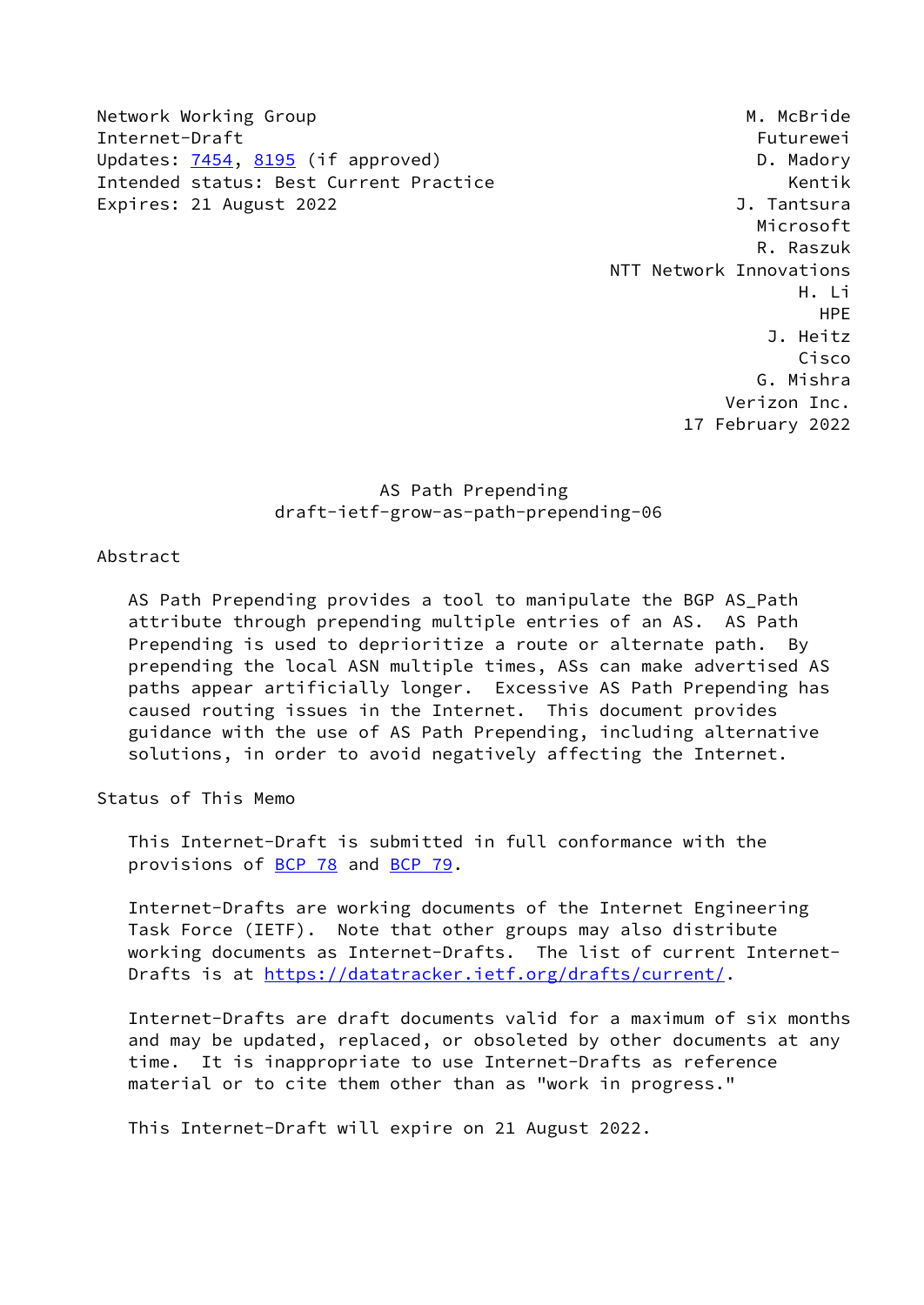Network Working Group — M. McBride, Futurewei
Internet-Draft — D. Madory, Kentik
Updates: 7454, 8195 (if approved) — J. Tantsura, Microsoft
Intended status: Best Current Practice — R. Raszuk, NTT Network Innovations
Expires: 21 August 2022 — H. Li, HPE
J. Heitz, Cisco
G. Mishra, Verizon Inc.
17 February 2022

# AS Path Prepending
## draft-ietf-grow-as-path-prepending-06

## Abstract

AS Path Prepending provides a tool to manipulate the BGP AS_Path attribute through prepending multiple entries of an AS. AS Path Prepending is used to deprioritize a route or alternate path. By prepending the local ASN multiple times, ASs can make advertised AS paths appear artificially longer. Excessive AS Path Prepending has caused routing issues in the Internet. This document provides guidance with the use of AS Path Prepending, including alternative solutions, in order to avoid negatively affecting the Internet.

## Status of This Memo

This Internet-Draft is submitted in full conformance with the provisions of BCP 78 and BCP 79.

Internet-Drafts are working documents of the Internet Engineering Task Force (IETF). Note that other groups may also distribute working documents as Internet-Drafts. The list of current Internet-Drafts is at https://datatracker.ietf.org/drafts/current/.

Internet-Drafts are draft documents valid for a maximum of six months and may be updated, replaced, or obsoleted by other documents at any time. It is inappropriate to use Internet-Drafts as reference material or to cite them other than as "work in progress."

This Internet-Draft will expire on 21 August 2022.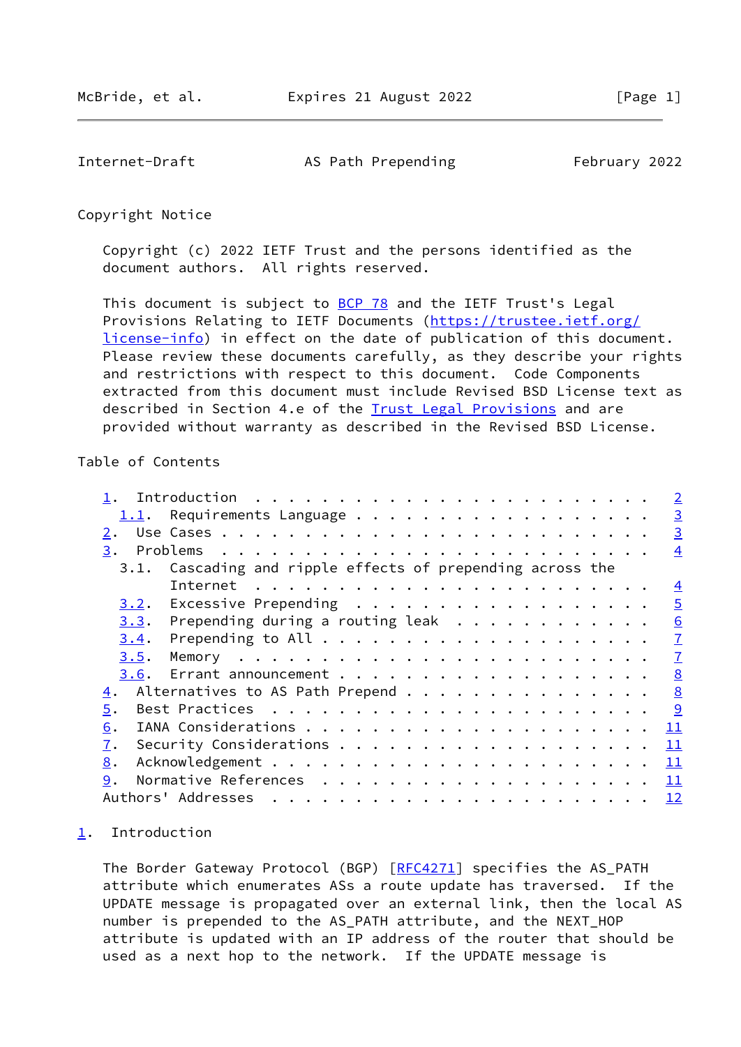## Copyright Notice

Copyright (c) 2022 IETF Trust and the persons identified as the document authors. All rights reserved.

This document is subject to BCP 78 and the IETF Trust's Legal Provisions Relating to IETF Documents (https://trustee.ietf.org/license-info) in effect on the date of publication of this document. Please review these documents carefully, as they describe your rights and restrictions with respect to this document. Code Components extracted from this document must include Revised BSD License text as described in Section 4.e of the Trust Legal Provisions and are provided without warranty as described in the Revised BSD License.

## Table of Contents

```
   1.  Introduction  . . . . . . . . . . . . . . . . . . . . . . . .   2
     1.1.  Requirements Language . . . . . . . . . . . . . . . . . .   3
   2.  Use Cases . . . . . . . . . . . . . . . . . . . . . . . . . .   3
   3.  Problems  . . . . . . . . . . . . . . . . . . . . . . . . . .   4
     3.1.  Cascading and ripple effects of prepending across the
           Internet  . . . . . . . . . . . . . . . . . . . . . . . .   4
     3.2.  Excessive Prepending  . . . . . . . . . . . . . . . . . .   5
     3.3.  Prepending during a routing leak  . . . . . . . . . . . .   6
     3.4.  Prepending to All . . . . . . . . . . . . . . . . . . . .   7
     3.5.  Memory  . . . . . . . . . . . . . . . . . . . . . . . . .   7
     3.6.  Errant announcement . . . . . . . . . . . . . . . . . . .   8
   4.  Alternatives to AS Path Prepend . . . . . . . . . . . . . . .   8
   5.  Best Practices  . . . . . . . . . . . . . . . . . . . . . . .   9
   6.  IANA Considerations . . . . . . . . . . . . . . . . . . . . .  11
   7.  Security Considerations . . . . . . . . . . . . . . . . . . .  11
   8.  Acknowledgement . . . . . . . . . . . . . . . . . . . . . . .  11
   9.  Normative References  . . . . . . . . . . . . . . . . . . . .  11
   Authors' Addresses  . . . . . . . . . . . . . . . . . . . . . . .  12
```

## 1. Introduction

The Border Gateway Protocol (BGP) [RFC4271] specifies the AS_PATH attribute which enumerates ASs a route update has traversed. If the UPDATE message is propagated over an external link, then the local AS number is prepended to the AS_PATH attribute, and the NEXT_HOP attribute is updated with an IP address of the router that should be used as a next hop to the network. If the UPDATE message is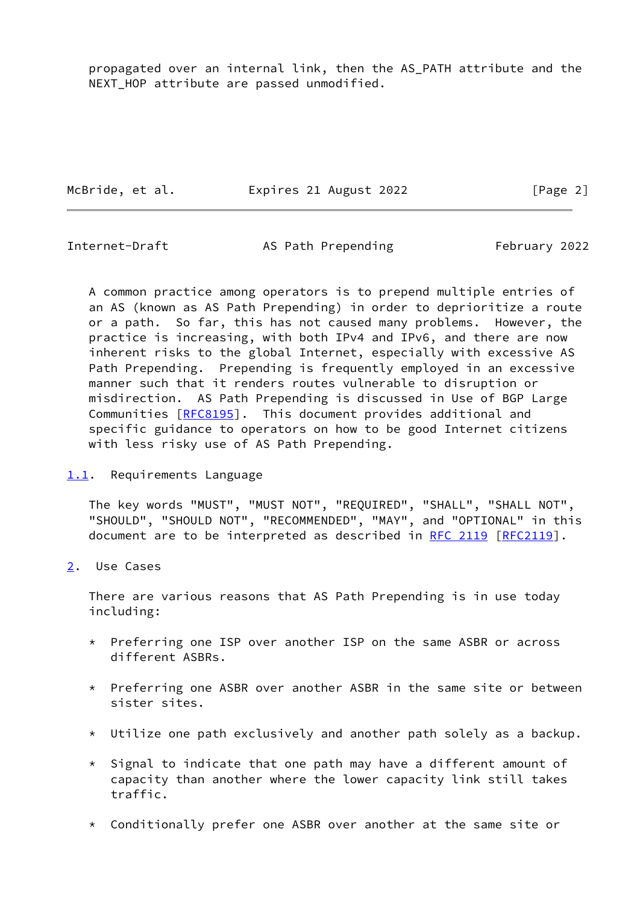propagated over an internal link, then the AS_PATH attribute and the NEXT_HOP attribute are passed unmodified.

A common practice among operators is to prepend multiple entries of an AS (known as AS Path Prepending) in order to deprioritize a route or a path. So far, this has not caused many problems. However, the practice is increasing, with both IPv4 and IPv6, and there are now inherent risks to the global Internet, especially with excessive AS Path Prepending. Prepending is frequently employed in an excessive manner such that it renders routes vulnerable to disruption or misdirection. AS Path Prepending is discussed in Use of BGP Large Communities [RFC8195]. This document provides additional and specific guidance to operators on how to be good Internet citizens with less risky use of AS Path Prepending.

### 1.1. Requirements Language

The key words "MUST", "MUST NOT", "REQUIRED", "SHALL", "SHALL NOT", "SHOULD", "SHOULD NOT", "RECOMMENDED", "MAY", and "OPTIONAL" in this document are to be interpreted as described in RFC 2119 [RFC2119].

## 2. Use Cases

There are various reasons that AS Path Prepending is in use today including:

* Preferring one ISP over another ISP on the same ASBR or across different ASBRs.

* Preferring one ASBR over another ASBR in the same site or between sister sites.

* Utilize one path exclusively and another path solely as a backup.

* Signal to indicate that one path may have a different amount of capacity than another where the lower capacity link still takes traffic.

* Conditionally prefer one ASBR over another at the same site or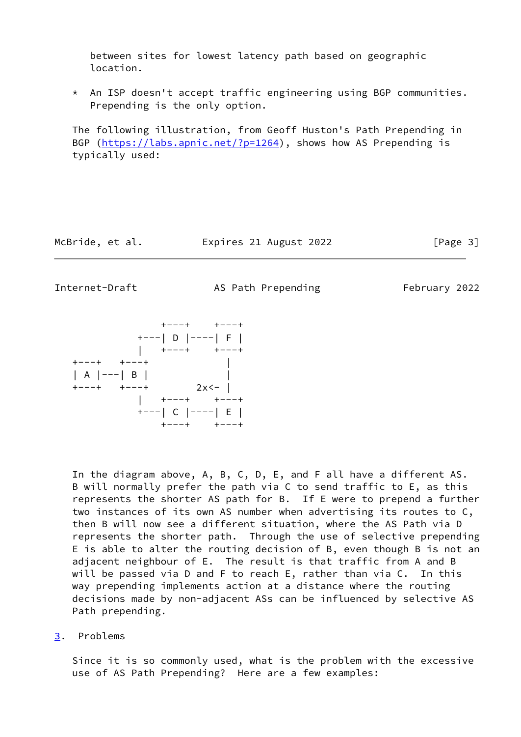between sites for lowest latency path based on geographic location.

* An ISP doesn't accept traffic engineering using BGP communities. Prepending is the only option.

The following illustration, from Geoff Huston's Path Prepending in BGP (https://labs.apnic.net/?p=1264), shows how AS Prepending is typically used:

```
                   +---+     +---+
              +---| D |----| F |
              |    +---+     +---+
   +---+    +---+                |
   | A |---| B |                |
   +---+    +---+        2x<-  |
              |    +---+     +---+
              +---| C |----| E |
                   +---+     +---+
```

In the diagram above, A, B, C, D, E, and F all have a different AS. B will normally prefer the path via C to send traffic to E, as this represents the shorter AS path for B. If E were to prepend a further two instances of its own AS number when advertising its routes to C, then B will now see a different situation, where the AS Path via D represents the shorter path. Through the use of selective prepending E is able to alter the routing decision of B, even though B is not an adjacent neighbour of E. The result is that traffic from A and B will be passed via D and F to reach E, rather than via C. In this way prepending implements action at a distance where the routing decisions made by non-adjacent ASs can be influenced by selective AS Path prepending.

## 3. Problems

Since it is so commonly used, what is the problem with the excessive use of AS Path Prepending? Here are a few examples: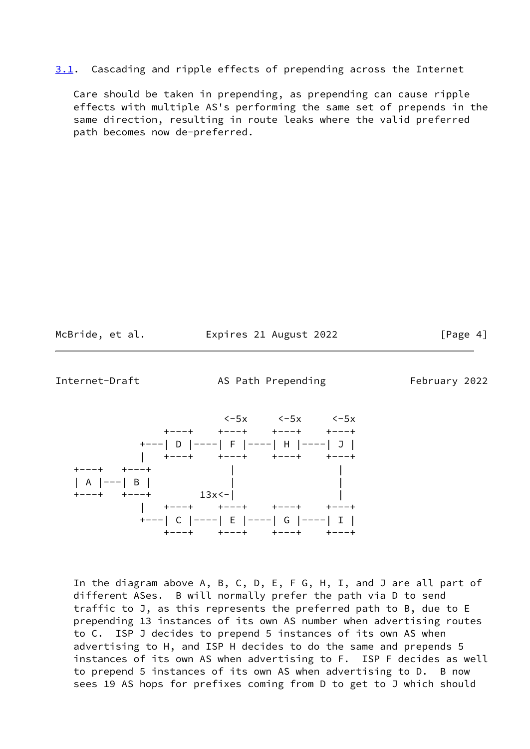## 3.1. Cascading and ripple effects of prepending across the Internet

Care should be taken in prepending, as prepending can cause ripple effects with multiple AS's performing the same set of prepends in the same direction, resulting in route leaks where the valid preferred path becomes now de-preferred.

```
                        <-5x      <-5x      <-5x
              +---+    +---+    +---+    +---+
          +---| D |----| F |----| H |----| J |
          |   +---+    +---+    +---+    +---+
+---+   +---+             |                |
| A |---| B |             |                |
+---+   +---+        13x<-|                |
          |   +---+    +---+    +---+    +---+
          +---| C |----| E |----| G |----| I |
              +---+    +---+    +---+    +---+
```

In the diagram above A, B, C, D, E, F G, H, I, and J are all part of different ASes. B will normally prefer the path via D to send traffic to J, as this represents the preferred path to B, due to E prepending 13 instances of its own AS number when advertising routes to C. ISP J decides to prepend 5 instances of its own AS when advertising to H, and ISP H decides to do the same and prepends 5 instances of its own AS when advertising to F. ISP F decides as well to prepend 5 instances of its own AS when advertising to D. B now sees 19 AS hops for prefixes coming from D to get to J which should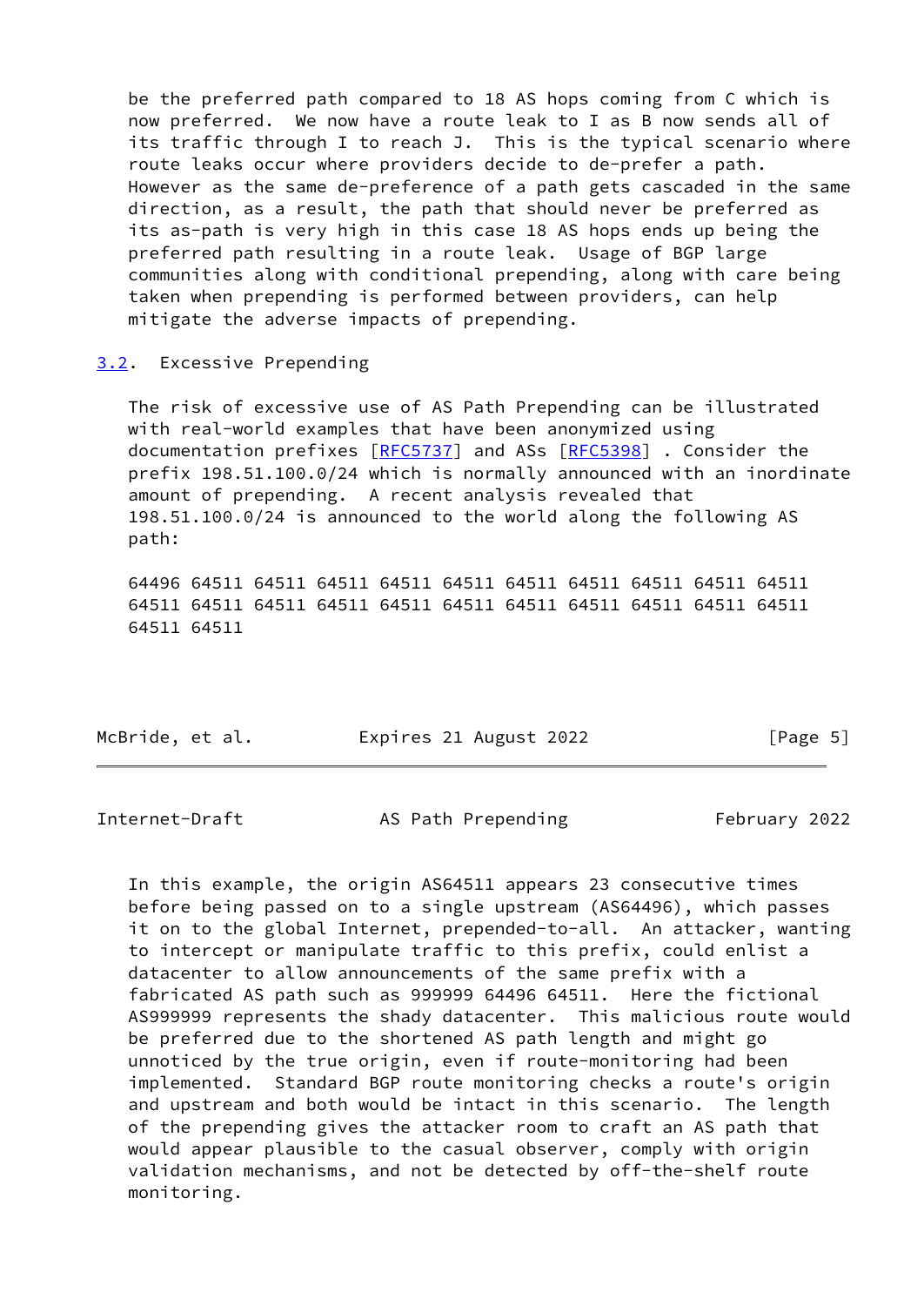be the preferred path compared to 18 AS hops coming from C which is now preferred. We now have a route leak to I as B now sends all of its traffic through I to reach J. This is the typical scenario where route leaks occur where providers decide to de-prefer a path. However as the same de-preference of a path gets cascaded in the same direction, as a result, the path that should never be preferred as its as-path is very high in this case 18 AS hops ends up being the preferred path resulting in a route leak. Usage of BGP large communities along with conditional prepending, along with care being taken when prepending is performed between providers, can help mitigate the adverse impacts of prepending.

### 3.2. Excessive Prepending

The risk of excessive use of AS Path Prepending can be illustrated with real-world examples that have been anonymized using documentation prefixes [RFC5737] and ASs [RFC5398] . Consider the prefix 198.51.100.0/24 which is normally announced with an inordinate amount of prepending. A recent analysis revealed that 198.51.100.0/24 is announced to the world along the following AS path:

```
64496 64511 64511 64511 64511 64511 64511 64511 64511 64511 64511
64511 64511 64511 64511 64511 64511 64511 64511 64511 64511 64511
64511 64511
```

In this example, the origin AS64511 appears 23 consecutive times before being passed on to a single upstream (AS64496), which passes it on to the global Internet, prepended-to-all. An attacker, wanting to intercept or manipulate traffic to this prefix, could enlist a datacenter to allow announcements of the same prefix with a fabricated AS path such as 999999 64496 64511. Here the fictional AS999999 represents the shady datacenter. This malicious route would be preferred due to the shortened AS path length and might go unnoticed by the true origin, even if route-monitoring had been implemented. Standard BGP route monitoring checks a route's origin and upstream and both would be intact in this scenario. The length of the prepending gives the attacker room to craft an AS path that would appear plausible to the casual observer, comply with origin validation mechanisms, and not be detected by off-the-shelf route monitoring.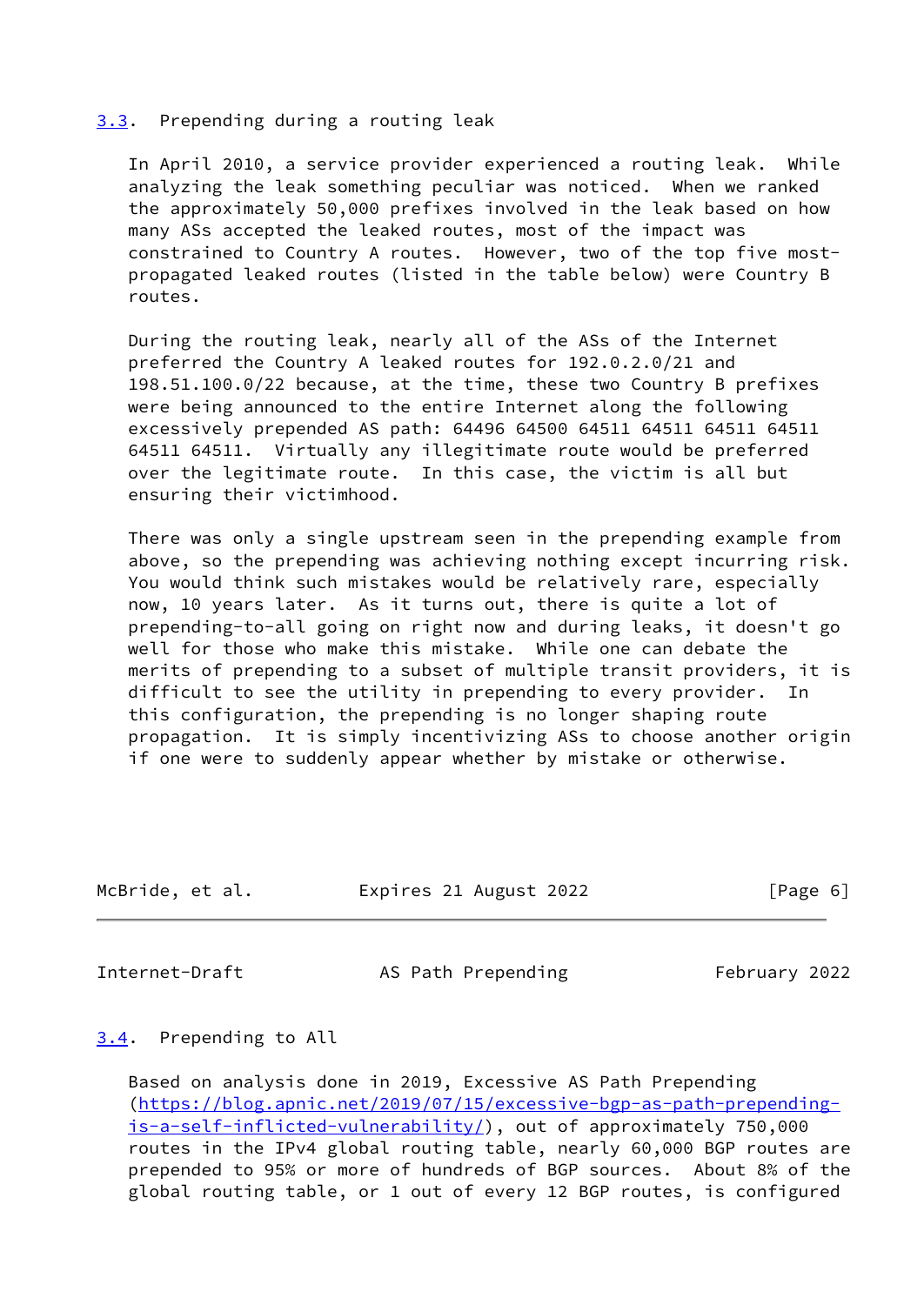### 3.3. Prepending during a routing leak

In April 2010, a service provider experienced a routing leak. While analyzing the leak something peculiar was noticed. When we ranked the approximately 50,000 prefixes involved in the leak based on how many ASs accepted the leaked routes, most of the impact was constrained to Country A routes. However, two of the top five most-propagated leaked routes (listed in the table below) were Country B routes.

During the routing leak, nearly all of the ASs of the Internet preferred the Country A leaked routes for 192.0.2.0/21 and 198.51.100.0/22 because, at the time, these two Country B prefixes were being announced to the entire Internet along the following excessively prepended AS path: 64496 64500 64511 64511 64511 64511 64511 64511. Virtually any illegitimate route would be preferred over the legitimate route. In this case, the victim is all but ensuring their victimhood.

There was only a single upstream seen in the prepending example from above, so the prepending was achieving nothing except incurring risk. You would think such mistakes would be relatively rare, especially now, 10 years later. As it turns out, there is quite a lot of prepending-to-all going on right now and during leaks, it doesn't go well for those who make this mistake. While one can debate the merits of prepending to a subset of multiple transit providers, it is difficult to see the utility in prepending to every provider. In this configuration, the prepending is no longer shaping route propagation. It is simply incentivizing ASs to choose another origin if one were to suddenly appear whether by mistake or otherwise.

### 3.4. Prepending to All

Based on analysis done in 2019, Excessive AS Path Prepending (https://blog.apnic.net/2019/07/15/excessive-bgp-as-path-prepending-is-a-self-inflicted-vulnerability/), out of approximately 750,000 routes in the IPv4 global routing table, nearly 60,000 BGP routes are prepended to 95% or more of hundreds of BGP sources. About 8% of the global routing table, or 1 out of every 12 BGP routes, is configured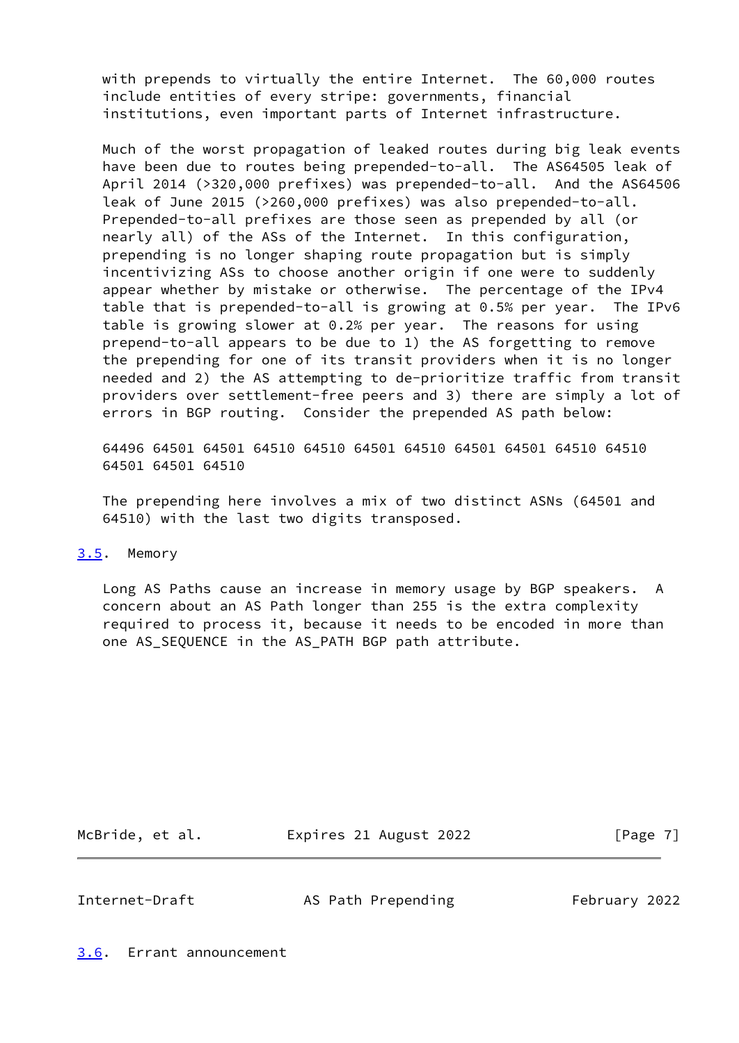with prepends to virtually the entire Internet. The 60,000 routes include entities of every stripe: governments, financial institutions, even important parts of Internet infrastructure.

Much of the worst propagation of leaked routes during big leak events have been due to routes being prepended-to-all. The AS64505 leak of April 2014 (>320,000 prefixes) was prepended-to-all. And the AS64506 leak of June 2015 (>260,000 prefixes) was also prepended-to-all. Prepended-to-all prefixes are those seen as prepended by all (or nearly all) of the ASs of the Internet. In this configuration, prepending is no longer shaping route propagation but is simply incentivizing ASs to choose another origin if one were to suddenly appear whether by mistake or otherwise. The percentage of the IPv4 table that is prepended-to-all is growing at 0.5% per year. The IPv6 table is growing slower at 0.2% per year. The reasons for using prepend-to-all appears to be due to 1) the AS forgetting to remove the prepending for one of its transit providers when it is no longer needed and 2) the AS attempting to de-prioritize traffic from transit providers over settlement-free peers and 3) there are simply a lot of errors in BGP routing. Consider the prepended AS path below:

```
64496 64501 64501 64510 64510 64501 64510 64501 64501 64510 64510
64501 64501 64510
```

The prepending here involves a mix of two distinct ASNs (64501 and 64510) with the last two digits transposed.

### 3.5. Memory

Long AS Paths cause an increase in memory usage by BGP speakers. A concern about an AS Path longer than 255 is the extra complexity required to process it, because it needs to be encoded in more than one AS_SEQUENCE in the AS_PATH BGP path attribute.

### 3.6. Errant announcement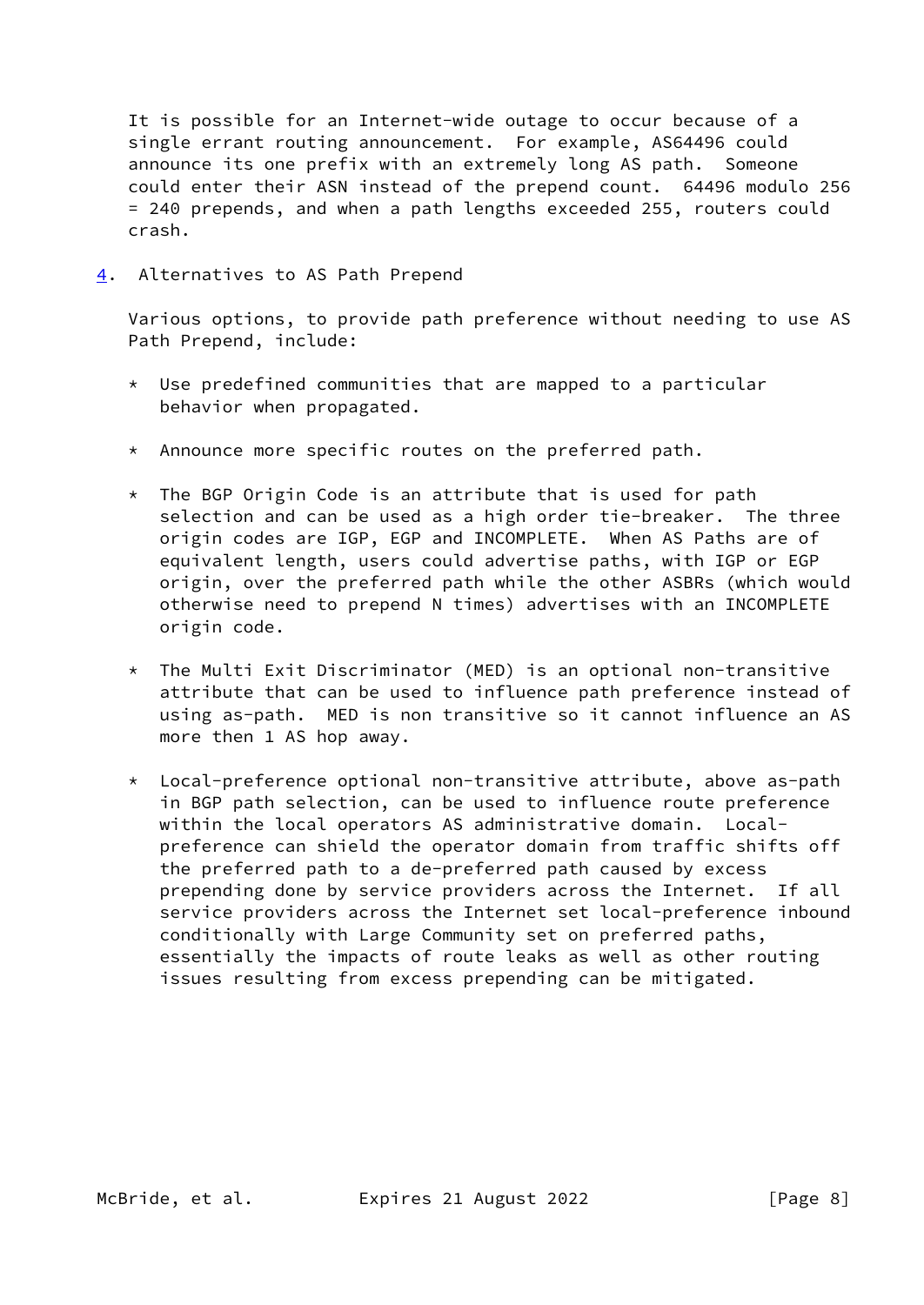It is possible for an Internet-wide outage to occur because of a single errant routing announcement. For example, AS64496 could announce its one prefix with an extremely long AS path. Someone could enter their ASN instead of the prepend count. 64496 modulo 256 = 240 prepends, and when a path lengths exceeded 255, routers could crash.

## 4. Alternatives to AS Path Prepend

Various options, to provide path preference without needing to use AS Path Prepend, include:

* Use predefined communities that are mapped to a particular behavior when propagated.

* Announce more specific routes on the preferred path.

* The BGP Origin Code is an attribute that is used for path selection and can be used as a high order tie-breaker. The three origin codes are IGP, EGP and INCOMPLETE. When AS Paths are of equivalent length, users could advertise paths, with IGP or EGP origin, over the preferred path while the other ASBRs (which would otherwise need to prepend N times) advertises with an INCOMPLETE origin code.

* The Multi Exit Discriminator (MED) is an optional non-transitive attribute that can be used to influence path preference instead of using as-path. MED is non transitive so it cannot influence an AS more then 1 AS hop away.

* Local-preference optional non-transitive attribute, above as-path in BGP path selection, can be used to influence route preference within the local operators AS administrative domain. Local-preference can shield the operator domain from traffic shifts off the preferred path to a de-preferred path caused by excess prepending done by service providers across the Internet. If all service providers across the Internet set local-preference inbound conditionally with Large Community set on preferred paths, essentially the impacts of route leaks as well as other routing issues resulting from excess prepending can be mitigated.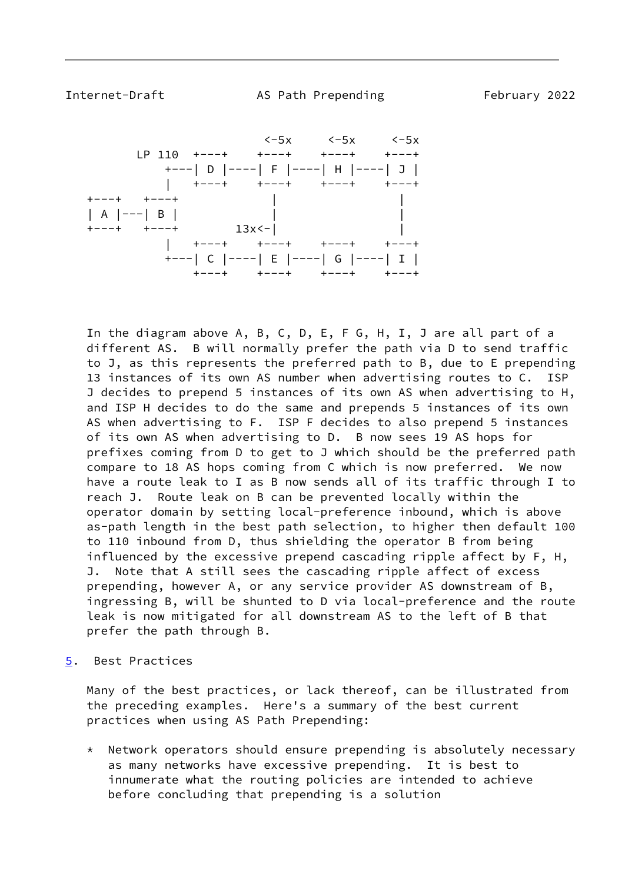```
                           <-5x     <-5x     <-5x
        LP 110  +---+    +---+    +---+    +---+
             +---| D |----| F |----| H |----| J |
             |   +---+    +---+    +---+    +---+
   +---+   +---+            |                 |
   | A |---| B |            |                 |
   +---+   +---+       13x<-|                 |
             |   +---+    +---+    +---+    +---+
             +---| C |----| E |----| G |----| I |
                 +---+    +---+    +---+    +---+
```

In the diagram above A, B, C, D, E, F G, H, I, J are all part of a different AS. B will normally prefer the path via D to send traffic to J, as this represents the preferred path to B, due to E prepending 13 instances of its own AS number when advertising routes to C. ISP J decides to prepend 5 instances of its own AS when advertising to H, and ISP H decides to do the same and prepends 5 instances of its own AS when advertising to F. ISP F decides to also prepend 5 instances of its own AS when advertising to D. B now sees 19 AS hops for prefixes coming from D to get to J which should be the preferred path compare to 18 AS hops coming from C which is now preferred. We now have a route leak to I as B now sends all of its traffic through I to reach J. Route leak on B can be prevented locally within the operator domain by setting local-preference inbound, which is above as-path length in the best path selection, to higher then default 100 to 110 inbound from D, thus shielding the operator B from being influenced by the excessive prepend cascading ripple affect by F, H, J. Note that A still sees the cascading ripple affect of excess prepending, however A, or any service provider AS downstream of B, ingressing B, will be shunted to D via local-preference and the route leak is now mitigated for all downstream AS to the left of B that prefer the path through B.

## 5. Best Practices

Many of the best practices, or lack thereof, can be illustrated from the preceding examples. Here's a summary of the best current practices when using AS Path Prepending:

* Network operators should ensure prepending is absolutely necessary as many networks have excessive prepending. It is best to innumerate what the routing policies are intended to achieve before concluding that prepending is a solution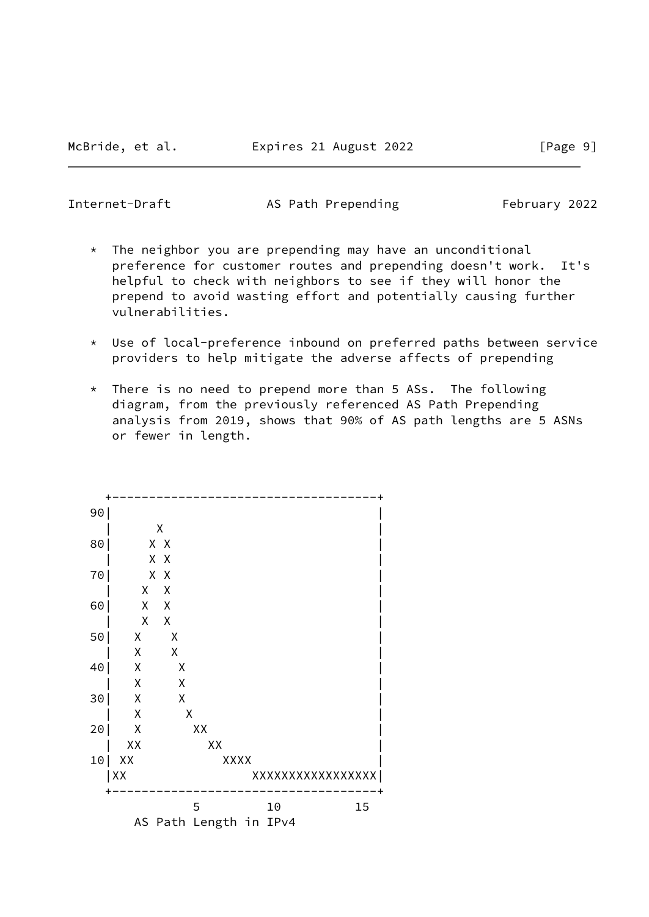* The neighbor you are prepending may have an unconditional preference for customer routes and prepending doesn't work. It's helpful to check with neighbors to see if they will honor the prepend to avoid wasting effort and potentially causing further vulnerabilities.

* Use of local-preference inbound on preferred paths between service providers to help mitigate the adverse affects of prepending

* There is no need to prepend more than 5 ASs. The following diagram, from the previously referenced AS Path Prepending analysis from 2019, shows that 90% of AS path lengths are 5 ASNs or fewer in length.

```
   +------------------------------------+
 90|                                    |
   |      X                             |
 80|     X X                            |
   |     X X                            |
 70|     X X                            |
   |    X  X                            |
 60|    X  X                            |
   |    X  X                            |
 50|   X    X                           |
   |   X    X                           |
 40|   X     X                          |
   |   X     X                          |
 30|   X     X                          |
   |   X      X                         |
 20|   X       XX                       |
   |  XX         XX                     |
 10| XX            XXXX                 |
   |XX                 XXXXXXXXXXXXXXXXX|
   +------------------------------------+
            5          10          15
       AS Path Length in IPv4
```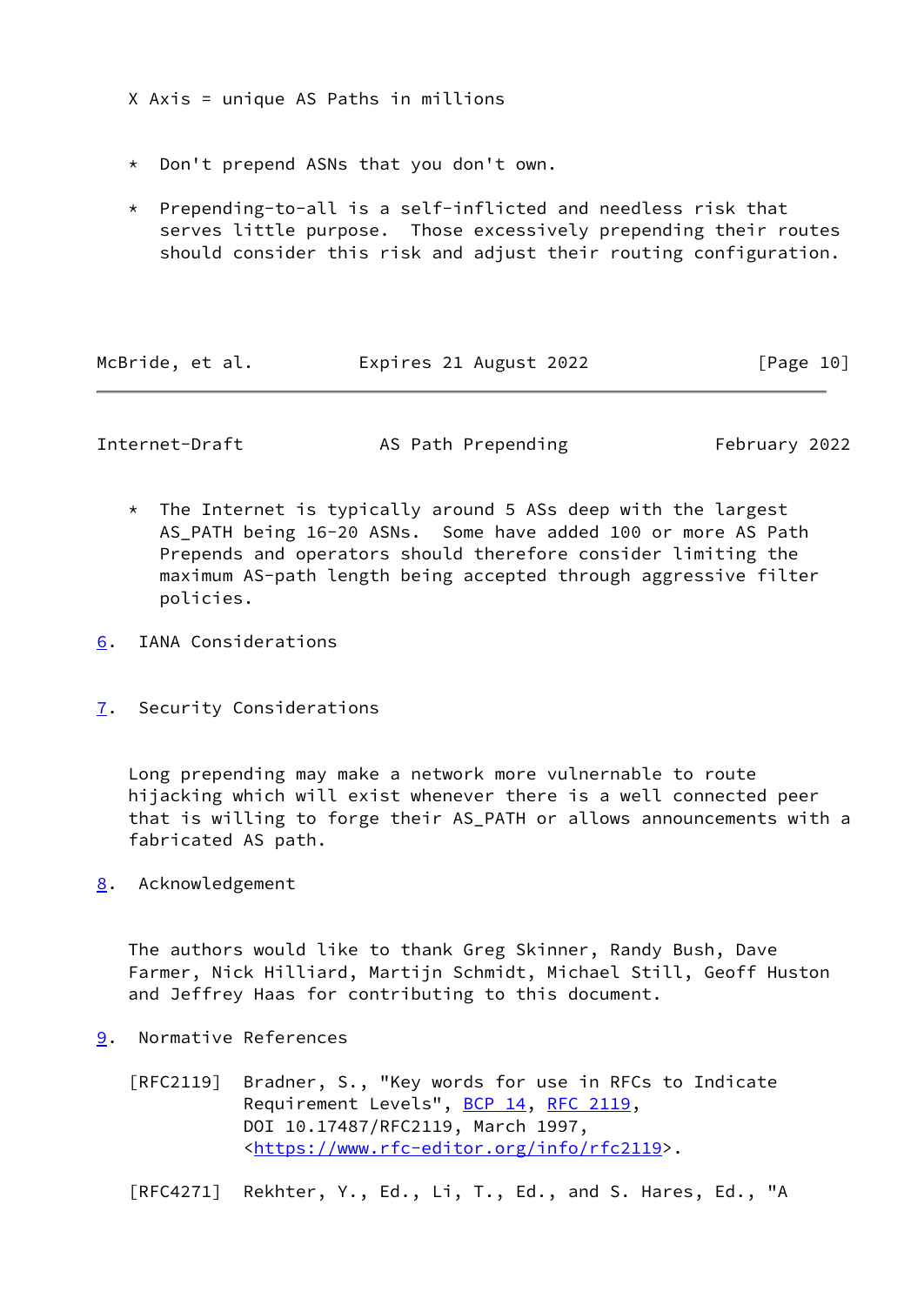X Axis = unique AS Paths in millions

* Don't prepend ASNs that you don't own.

* Prepending-to-all is a self-inflicted and needless risk that serves little purpose. Those excessively prepending their routes should consider this risk and adjust their routing configuration.

* The Internet is typically around 5 ASs deep with the largest AS_PATH being 16-20 ASNs. Some have added 100 or more AS Path Prepends and operators should therefore consider limiting the maximum AS-path length being accepted through aggressive filter policies.

## 6. IANA Considerations

## 7. Security Considerations

Long prepending may make a network more vulnerable to route hijacking which will exist whenever there is a well connected peer that is willing to forge their AS_PATH or allows announcements with a fabricated AS path.

## 8. Acknowledgement

The authors would like to thank Greg Skinner, Randy Bush, Dave Farmer, Nick Hilliard, Martijn Schmidt, Michael Still, Geoff Huston and Jeffrey Haas for contributing to this document.

## 9. Normative References

[RFC2119] Bradner, S., "Key words for use in RFCs to Indicate Requirement Levels", BCP 14, RFC 2119, DOI 10.17487/RFC2119, March 1997, <https://www.rfc-editor.org/info/rfc2119>.

[RFC4271] Rekhter, Y., Ed., Li, T., Ed., and S. Hares, Ed., "A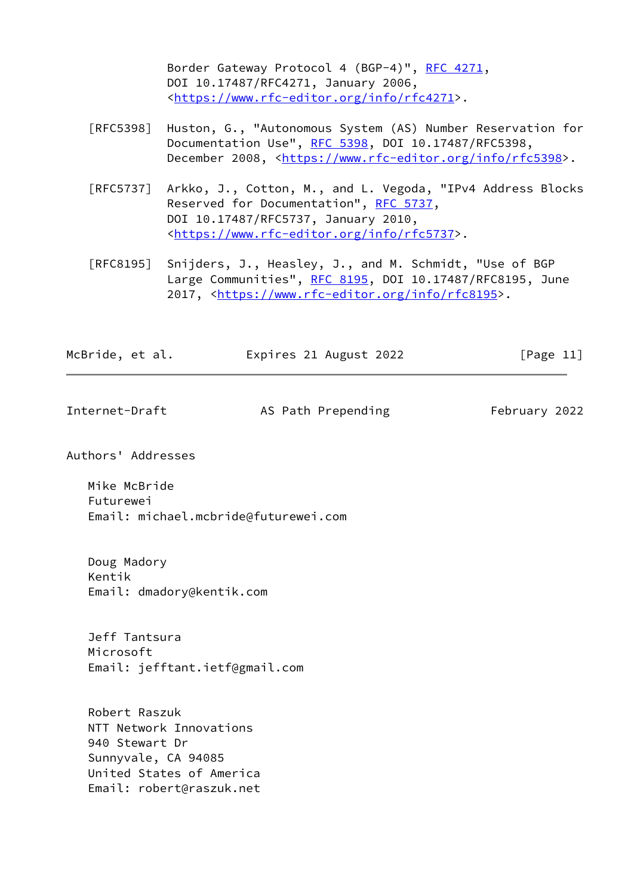Border Gateway Protocol 4 (BGP-4)", RFC 4271, DOI 10.17487/RFC4271, January 2006, <https://www.rfc-editor.org/info/rfc4271>.

[RFC5398] Huston, G., "Autonomous System (AS) Number Reservation for Documentation Use", RFC 5398, DOI 10.17487/RFC5398, December 2008, <https://www.rfc-editor.org/info/rfc5398>.

[RFC5737] Arkko, J., Cotton, M., and L. Vegoda, "IPv4 Address Blocks Reserved for Documentation", RFC 5737, DOI 10.17487/RFC5737, January 2010, <https://www.rfc-editor.org/info/rfc5737>.

[RFC8195] Snijders, J., Heasley, J., and M. Schmidt, "Use of BGP Large Communities", RFC 8195, DOI 10.17487/RFC8195, June 2017, <https://www.rfc-editor.org/info/rfc8195>.

## Authors' Addresses

Mike McBride
Futurewei
Email: michael.mcbride@futurewei.com

Doug Madory
Kentik
Email: dmadory@kentik.com

Jeff Tantsura
Microsoft
Email: jefftant.ietf@gmail.com

Robert Raszuk
NTT Network Innovations
940 Stewart Dr
Sunnyvale, CA 94085
United States of America
Email: robert@raszuk.net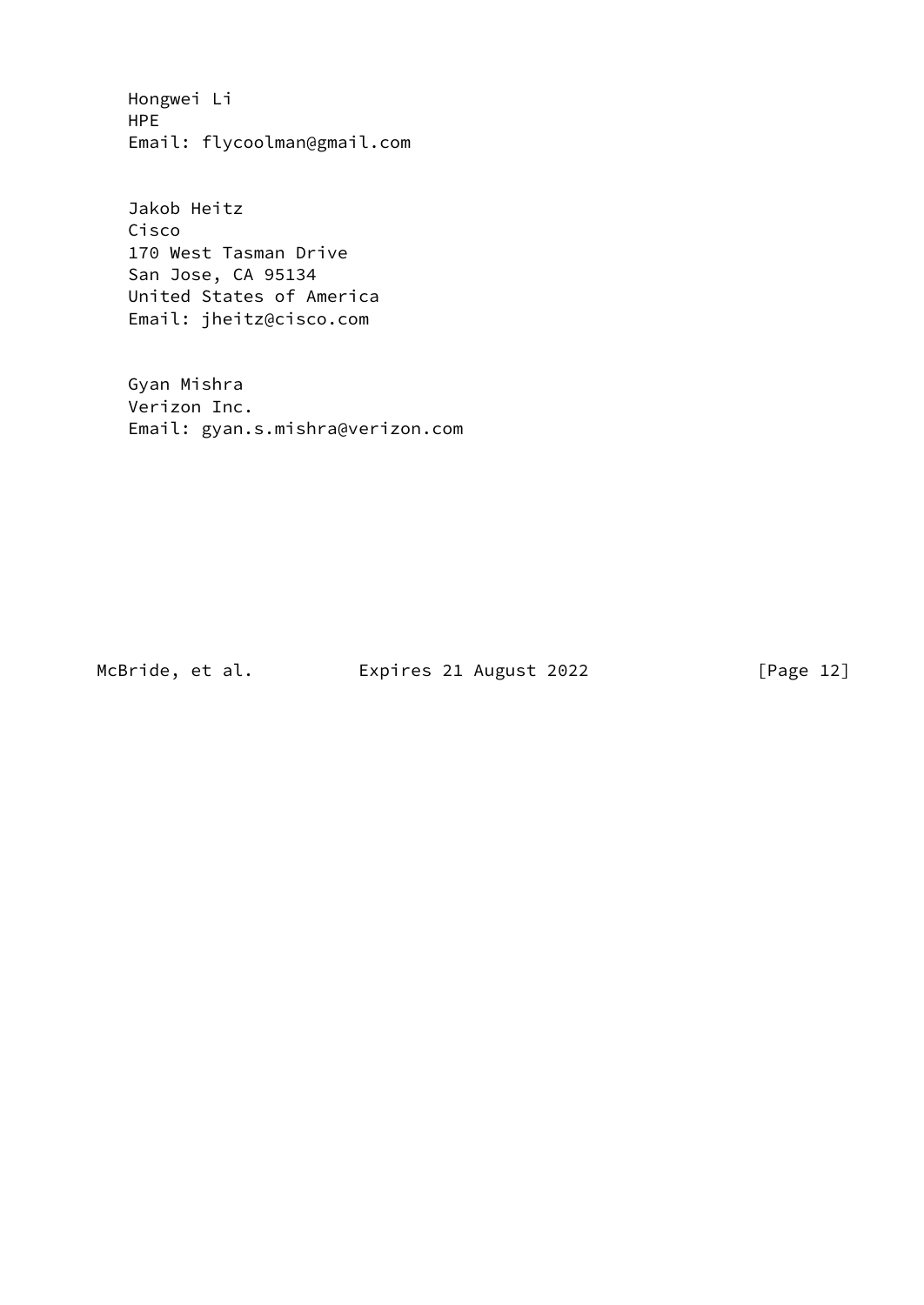Hongwei Li
HPE
Email: flycoolman@gmail.com

Jakob Heitz
Cisco
170 West Tasman Drive
San Jose, CA 95134
United States of America
Email: jheitz@cisco.com

Gyan Mishra
Verizon Inc.
Email: gyan.s.mishra@verizon.com